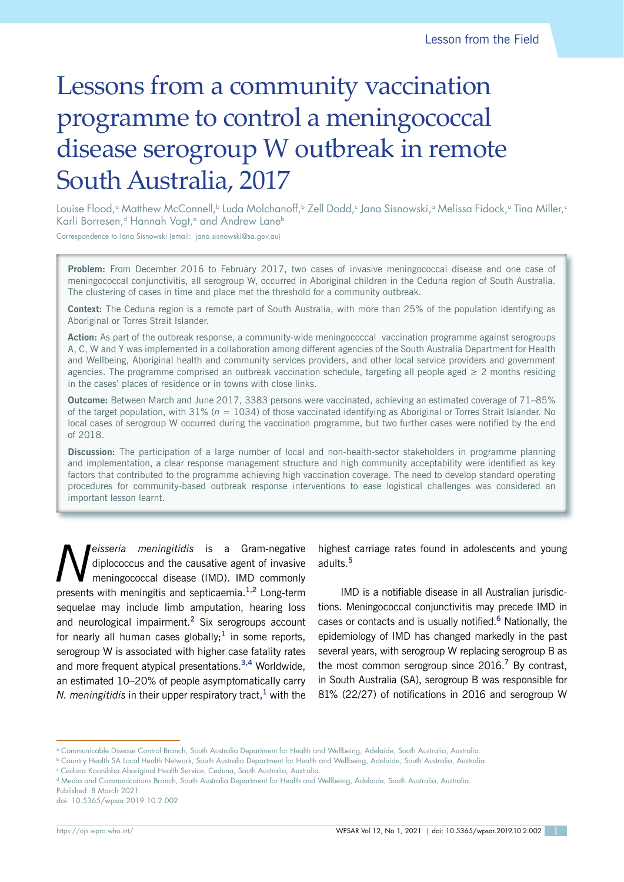# Lessons from a community vaccination programme to control a meningococcal disease serogroup W outbreak in remote South Australia, 2017

Louise Flood,[a] Matthew McConnell,[b] Luda Molchanoff,[b] Zell Dodd,[c] Jana Sisnowski,[a] Melissa Fidock,[a] Tina Miller,[c] Karli Borresen,[d] Hannah Vogt,[a] and Andrew Lane[b]

Correspondence to Jana Sisnowski (email: jana.sisnowski@sa.gov.au)

**Problem:** From December 2016 to February 2017, two cases of invasive meningococcal disease and one case of meningococcal conjunctivitis, all serogroup W, occurred in Aboriginal children in the Ceduna region of South Australia. The clustering of cases in time and place met the threshold for a community outbreak.

**Context:** The Ceduna region is a remote part of South Australia, with more than 25% of the population identifying as Aboriginal or Torres Strait Islander.

**Action:** As part of the outbreak response, a community-wide meningococcal vaccination programme against serogroups A, C, W and Y was implemented in a collaboration among different agencies of the South Australia Department for Health and Wellbeing, Aboriginal health and community services providers, and other local service providers and government agencies. The programme comprised an outbreak vaccination schedule, targeting all people aged ≥ 2 months residing in the cases' places of residence or in towns with close links.

**Outcome:** Between March and June 2017, 3383 persons were vaccinated, achieving an estimated coverage of 71–85% of the target population, with 31% ($n$ = 1034) of those vaccinated identifying as Aboriginal or Torres Strait Islander. No local cases of serogroup W occurred during the vaccination programme, but two further cases were notified by the end of 2018.

**Discussion:** The participation of a large number of local and non-health-sector stakeholders in programme planning and implementation, a clear response management structure and high community acceptability were identified as key factors that contributed to the programme achieving high vaccination coverage. The need to develop standard operating procedures for community-based outbreak response interventions to ease logistical challenges was considered an important lesson learnt.

*Neisseria meningitidis* is a Gram-negative diplococcus and the causative agent of invasive meningococcal disease (IMD). IMD commonly presents with meningitis and septicaemia.[1,2] Long-term sequelae may include limb amputation, hearing loss and neurological impairment.[2] Six serogroups account for nearly all human cases globally;[1] in some reports, serogroup W is associated with higher case fatality rates and more frequent atypical presentations.[3,4] Worldwide, an estimated 10–20% of people asymptomatically carry *N. meningitidis* in their upper respiratory tract,[1] with the highest carriage rates found in adolescents and young adults.[5]

IMD is a notifiable disease in all Australian jurisdictions. Meningococcal conjunctivitis may precede IMD in cases or contacts and is usually notified.[6] Nationally, the epidemiology of IMD has changed markedly in the past several years, with serogroup W replacing serogroup B as the most common serogroup since 2016.[7] By contrast, in South Australia (SA), serogroup B was responsible for 81% (22/27) of notifications in 2016 and serogroup W

---

[a] Communicable Disease Control Branch, South Australia Department for Health and Wellbeing, Adelaide, South Australia, Australia.
[b] Country Health SA Local Health Network, South Australia Department for Health and Wellbeing, Adelaide, South Australia, Australia.
[c] Ceduna Koonibba Aboriginal Health Service, Ceduna, South Australia, Australia.
[d] Media and Communications Branch, South Australia Department for Health and Wellbeing, Adelaide, South Australia, Australia.
Published: 8 March 2021
doi: 10.5365/wpsar.2019.10.2.002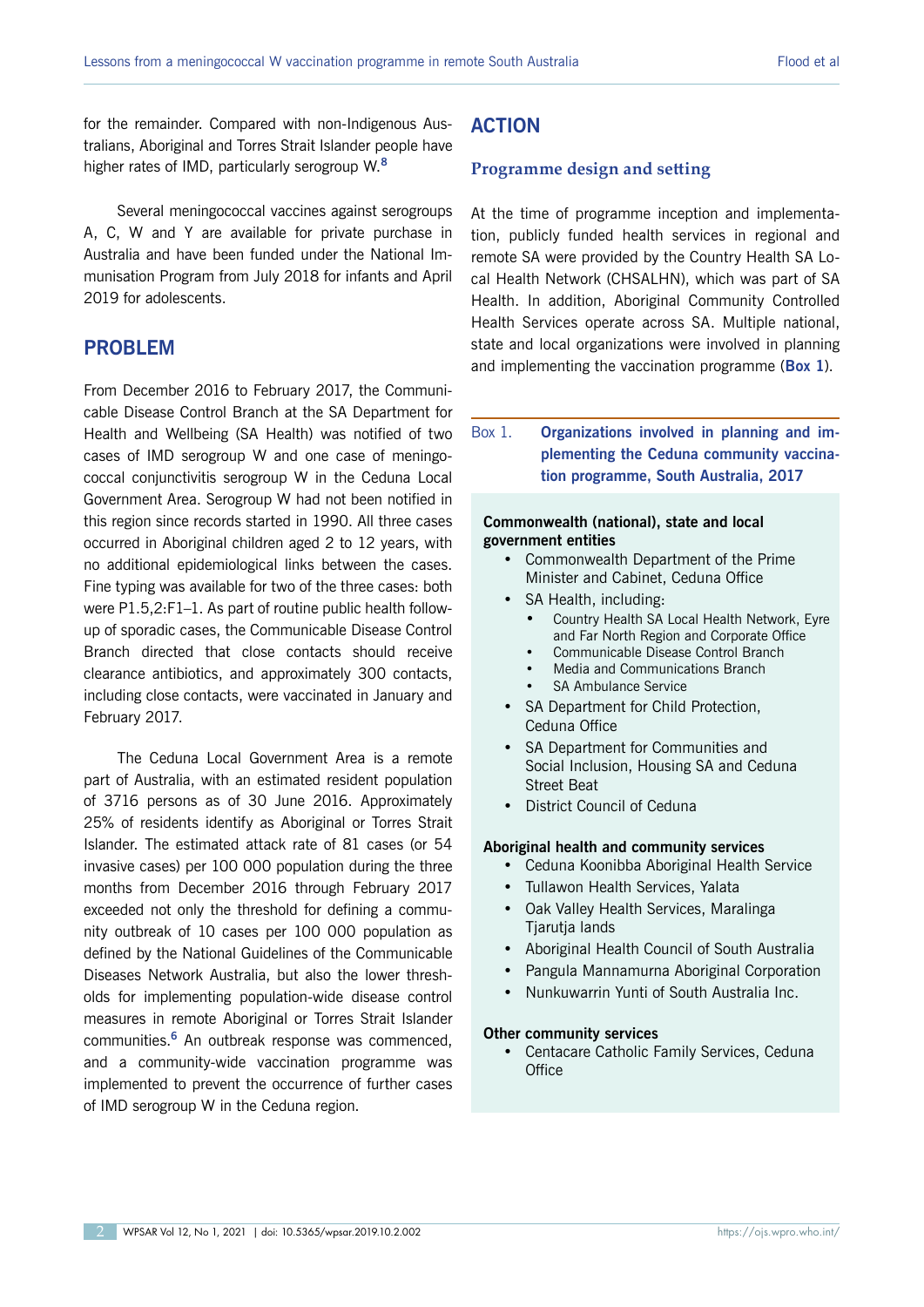for the remainder. Compared with non-Indigenous Australians, Aboriginal and Torres Strait Islander people have higher rates of IMD, particularly serogroup W.[8]

Several meningococcal vaccines against serogroups A, C, W and Y are available for private purchase in Australia and have been funded under the National Immunisation Program from July 2018 for infants and April 2019 for adolescents.

## PROBLEM

From December 2016 to February 2017, the Communicable Disease Control Branch at the SA Department for Health and Wellbeing (SA Health) was notified of two cases of IMD serogroup W and one case of meningococcal conjunctivitis serogroup W in the Ceduna Local Government Area. Serogroup W had not been notified in this region since records started in 1990. All three cases occurred in Aboriginal children aged 2 to 12 years, with no additional epidemiological links between the cases. Fine typing was available for two of the three cases: both were P1.5,2:F1–1. As part of routine public health follow-up of sporadic cases, the Communicable Disease Control Branch directed that close contacts should receive clearance antibiotics, and approximately 300 contacts, including close contacts, were vaccinated in January and February 2017.

The Ceduna Local Government Area is a remote part of Australia, with an estimated resident population of 3716 persons as of 30 June 2016. Approximately 25% of residents identify as Aboriginal or Torres Strait Islander. The estimated attack rate of 81 cases (or 54 invasive cases) per 100 000 population during the three months from December 2016 through February 2017 exceeded not only the threshold for defining a community outbreak of 10 cases per 100 000 population as defined by the National Guidelines of the Communicable Diseases Network Australia, but also the lower thresholds for implementing population-wide disease control measures in remote Aboriginal or Torres Strait Islander communities.[6] An outbreak response was commenced, and a community-wide vaccination programme was implemented to prevent the occurrence of further cases of IMD serogroup W in the Ceduna region.

## ACTION

### Programme design and setting

At the time of programme inception and implementation, publicly funded health services in regional and remote SA were provided by the Country Health SA Local Health Network (CHSALHN), which was part of SA Health. In addition, Aboriginal Community Controlled Health Services operate across SA. Multiple national, state and local organizations were involved in planning and implementing the vaccination programme (**Box 1**).

Box 1. **Organizations involved in planning and implementing the Ceduna community vaccination programme, South Australia, 2017**

**Commonwealth (national), state and local government entities**

- Commonwealth Department of the Prime Minister and Cabinet, Ceduna Office
- SA Health, including:
  - Country Health SA Local Health Network, Eyre and Far North Region and Corporate Office
  - Communicable Disease Control Branch
  - Media and Communications Branch
  - SA Ambulance Service
- SA Department for Child Protection, Ceduna Office
- SA Department for Communities and Social Inclusion, Housing SA and Ceduna Street Beat
- District Council of Ceduna

**Aboriginal health and community services**

- Ceduna Koonibba Aboriginal Health Service
- Tullawon Health Services, Yalata
- Oak Valley Health Services, Maralinga Tjarutja lands
- Aboriginal Health Council of South Australia
- Pangula Mannamurna Aboriginal Corporation
- Nunkuwarrin Yunti of South Australia Inc.

**Other community services**

- Centacare Catholic Family Services, Ceduna Office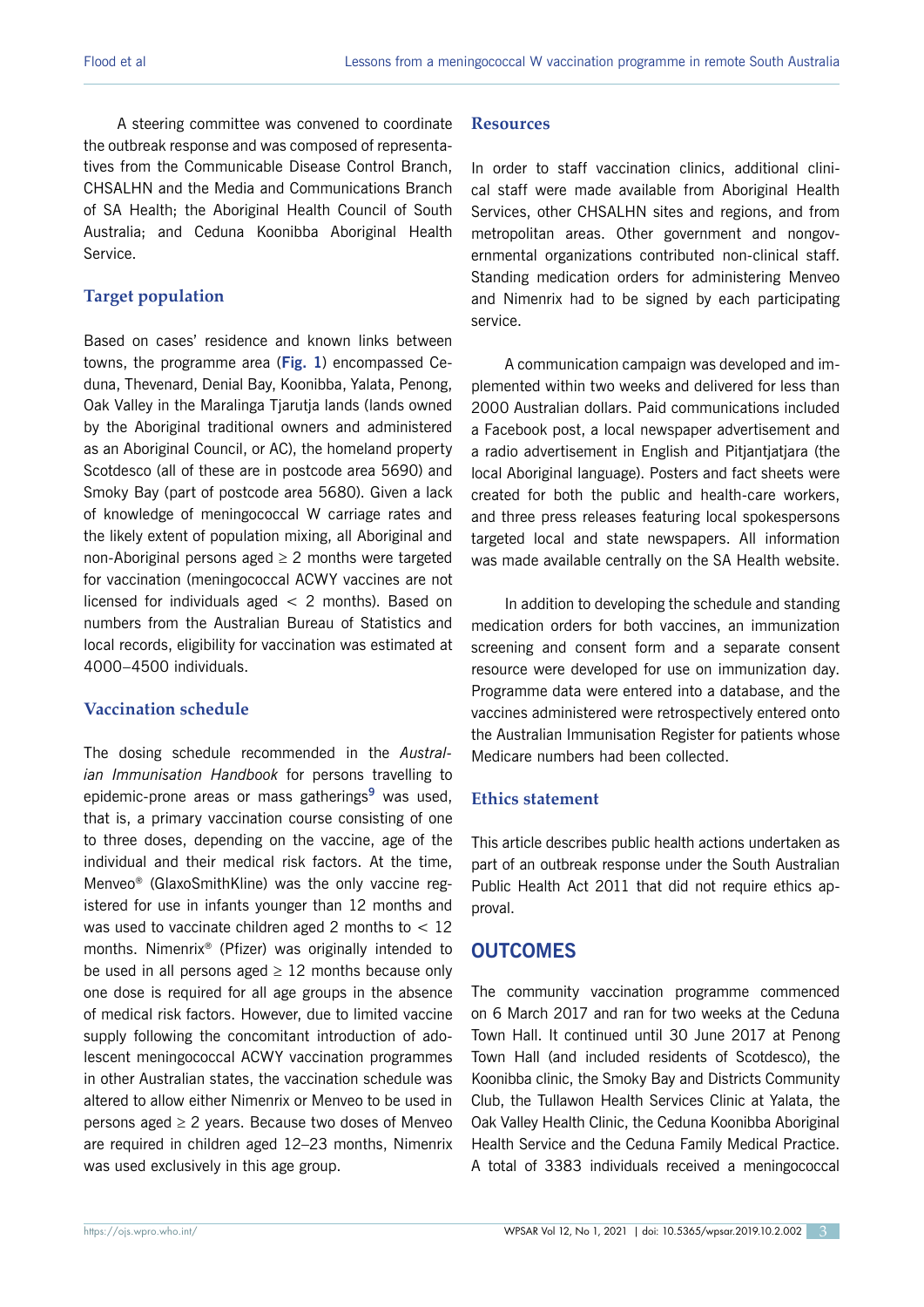A steering committee was convened to coordinate the outbreak response and was composed of representatives from the Communicable Disease Control Branch, CHSALHN and the Media and Communications Branch of SA Health; the Aboriginal Health Council of South Australia; and Ceduna Koonibba Aboriginal Health Service.

### Target population

Based on cases' residence and known links between towns, the programme area (**Fig. 1**) encompassed Ceduna, Thevenard, Denial Bay, Koonibba, Yalata, Penong, Oak Valley in the Maralinga Tjarutja lands (lands owned by the Aboriginal traditional owners and administered as an Aboriginal Council, or AC), the homeland property Scotdesco (all of these are in postcode area 5690) and Smoky Bay (part of postcode area 5680). Given a lack of knowledge of meningococcal W carriage rates and the likely extent of population mixing, all Aboriginal and non-Aboriginal persons aged ≥ 2 months were targeted for vaccination (meningococcal ACWY vaccines are not licensed for individuals aged < 2 months). Based on numbers from the Australian Bureau of Statistics and local records, eligibility for vaccination was estimated at 4000–4500 individuals.

### Vaccination schedule

The dosing schedule recommended in the *Australian Immunisation Handbook* for persons travelling to epidemic-prone areas or mass gatherings[9] was used, that is, a primary vaccination course consisting of one to three doses, depending on the vaccine, age of the individual and their medical risk factors. At the time, Menveo® (GlaxoSmithKline) was the only vaccine registered for use in infants younger than 12 months and was used to vaccinate children aged 2 months to < 12 months. Nimenrix® (Pfizer) was originally intended to be used in all persons aged ≥ 12 months because only one dose is required for all age groups in the absence of medical risk factors. However, due to limited vaccine supply following the concomitant introduction of adolescent meningococcal ACWY vaccination programmes in other Australian states, the vaccination schedule was altered to allow either Nimenrix or Menveo to be used in persons aged ≥ 2 years. Because two doses of Menveo are required in children aged 12–23 months, Nimenrix was used exclusively in this age group.

### Resources

In order to staff vaccination clinics, additional clinical staff were made available from Aboriginal Health Services, other CHSALHN sites and regions, and from metropolitan areas. Other government and nongovernmental organizations contributed non-clinical staff. Standing medication orders for administering Menveo and Nimenrix had to be signed by each participating service.

A communication campaign was developed and implemented within two weeks and delivered for less than 2000 Australian dollars. Paid communications included a Facebook post, a local newspaper advertisement and a radio advertisement in English and Pitjantjatjara (the local Aboriginal language). Posters and fact sheets were created for both the public and health-care workers, and three press releases featuring local spokespersons targeted local and state newspapers. All information was made available centrally on the SA Health website.

In addition to developing the schedule and standing medication orders for both vaccines, an immunization screening and consent form and a separate consent resource were developed for use on immunization day. Programme data were entered into a database, and the vaccines administered were retrospectively entered onto the Australian Immunisation Register for patients whose Medicare numbers had been collected.

### Ethics statement

This article describes public health actions undertaken as part of an outbreak response under the South Australian Public Health Act 2011 that did not require ethics approval.

## OUTCOMES

The community vaccination programme commenced on 6 March 2017 and ran for two weeks at the Ceduna Town Hall. It continued until 30 June 2017 at Penong Town Hall (and included residents of Scotdesco), the Koonibba clinic, the Smoky Bay and Districts Community Club, the Tullawon Health Services Clinic at Yalata, the Oak Valley Health Clinic, the Ceduna Koonibba Aboriginal Health Service and the Ceduna Family Medical Practice. A total of 3383 individuals received a meningococcal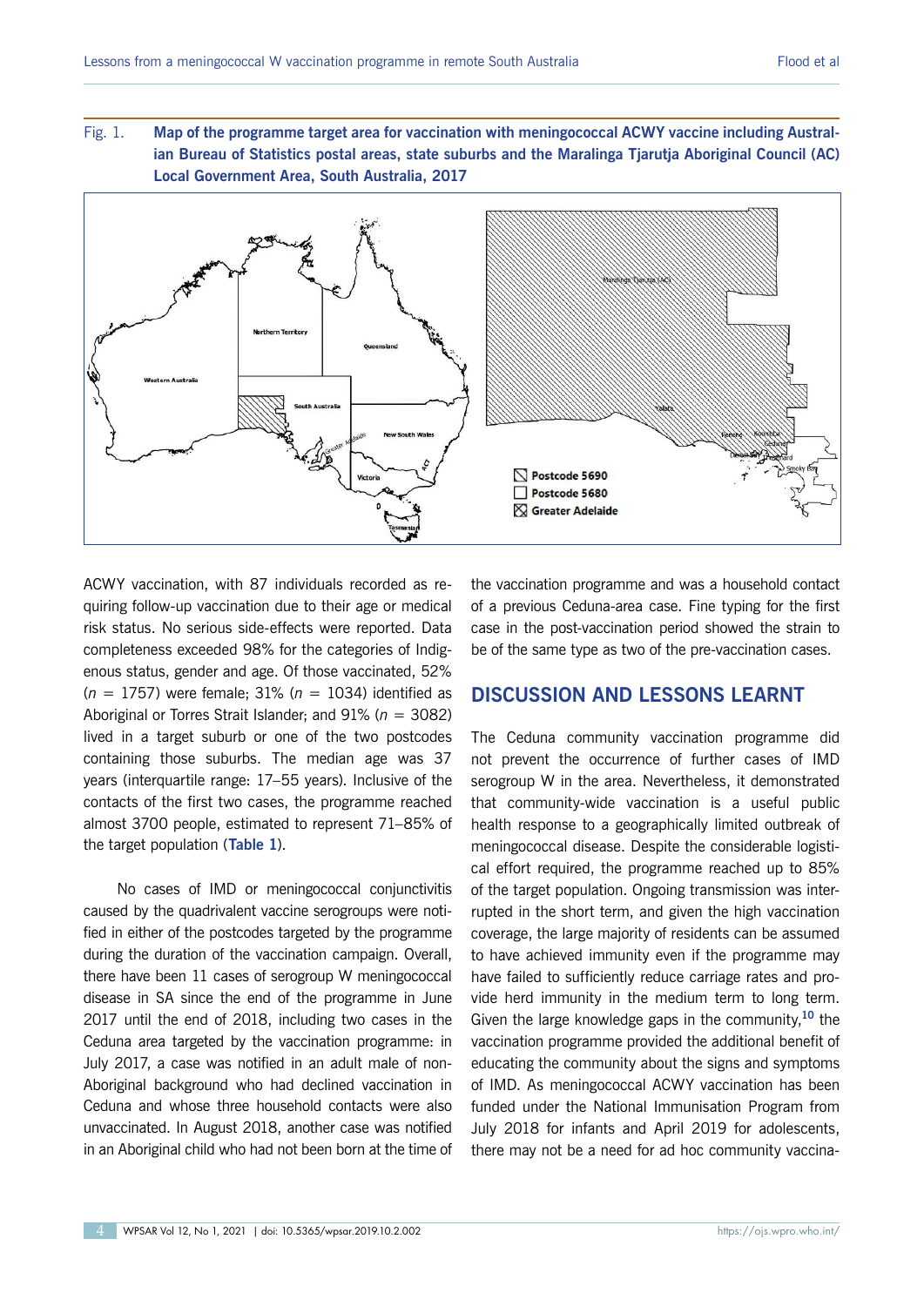Fig. 1. **Map of the programme target area for vaccination with meningococcal ACWY vaccine including Australian Bureau of Statistics postal areas, state suburbs and the Maralinga Tjarutja Aboriginal Council (AC) Local Government Area, South Australia, 2017**

ACWY vaccination, with 87 individuals recorded as requiring follow-up vaccination due to their age or medical risk status. No serious side-effects were reported. Data completeness exceeded 98% for the categories of Indigenous status, gender and age. Of those vaccinated, 52% ($n$ = 1757) were female; 31% ($n$ = 1034) identified as Aboriginal or Torres Strait Islander; and 91% ($n$ = 3082) lived in a target suburb or one of the two postcodes containing those suburbs. The median age was 37 years (interquartile range: 17–55 years). Inclusive of the contacts of the first two cases, the programme reached almost 3700 people, estimated to represent 71–85% of the target population (**Table 1**).

No cases of IMD or meningococcal conjunctivitis caused by the quadrivalent vaccine serogroups were notified in either of the postcodes targeted by the programme during the duration of the vaccination campaign. Overall, there have been 11 cases of serogroup W meningococcal disease in SA since the end of the programme in June 2017 until the end of 2018, including two cases in the Ceduna area targeted by the vaccination programme: in July 2017, a case was notified in an adult male of non-Aboriginal background who had declined vaccination in Ceduna and whose three household contacts were also unvaccinated. In August 2018, another case was notified in an Aboriginal child who had not been born at the time of the vaccination programme and was a household contact of a previous Ceduna-area case. Fine typing for the first case in the post-vaccination period showed the strain to be of the same type as two of the pre-vaccination cases.

## DISCUSSION AND LESSONS LEARNT

The Ceduna community vaccination programme did not prevent the occurrence of further cases of IMD serogroup W in the area. Nevertheless, it demonstrated that community-wide vaccination is a useful public health response to a geographically limited outbreak of meningococcal disease. Despite the considerable logistical effort required, the programme reached up to 85% of the target population. Ongoing transmission was interrupted in the short term, and given the high vaccination coverage, the large majority of residents can be assumed to have achieved immunity even if the programme may have failed to sufficiently reduce carriage rates and provide herd immunity in the medium term to long term. Given the large knowledge gaps in the community,[10] the vaccination programme provided the additional benefit of educating the community about the signs and symptoms of IMD. As meningococcal ACWY vaccination has been funded under the National Immunisation Program from July 2018 for infants and April 2019 for adolescents, there may not be a need for ad hoc community vaccina-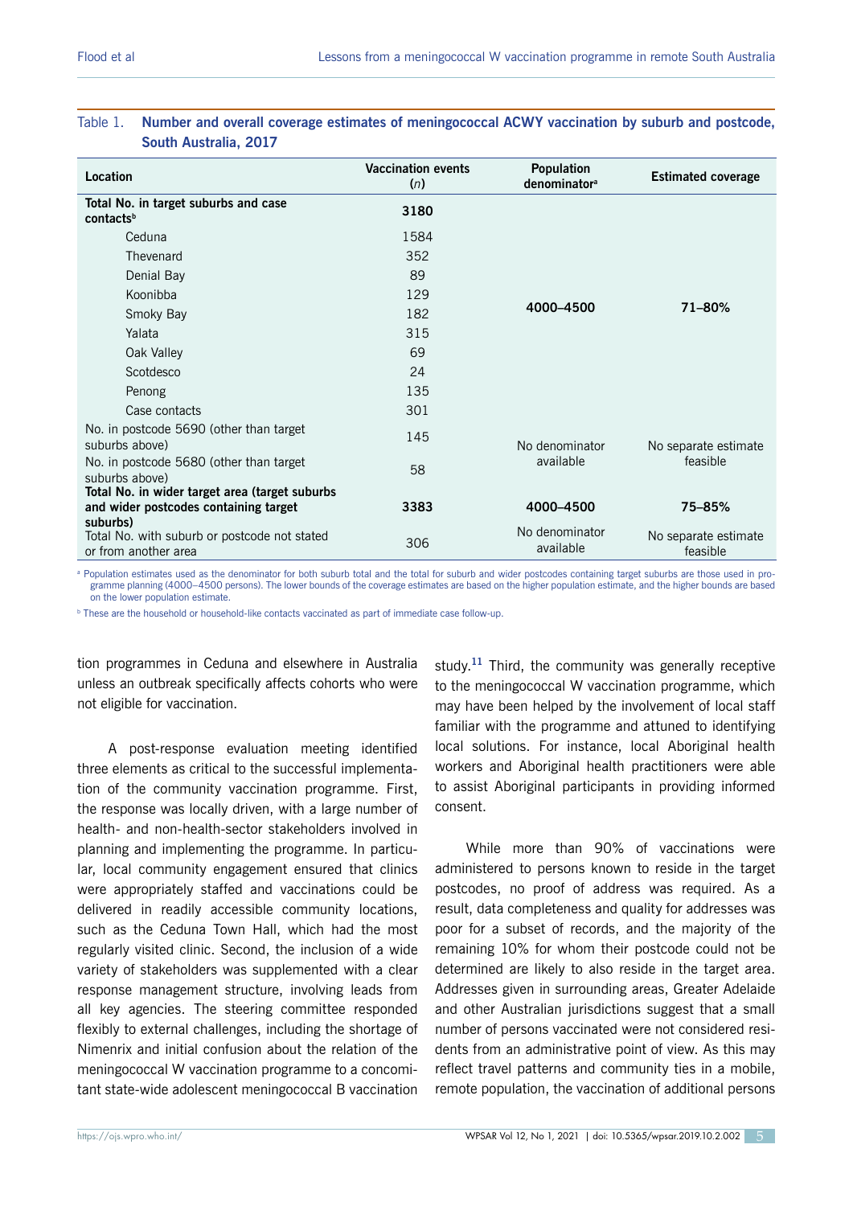Table 1. **Number and overall coverage estimates of meningococcal ACWY vaccination by suburb and postcode, South Australia, 2017**

| Location | Vaccination events (*n*) | Population denominator[a] | Estimated coverage |
|---|---|---|---|
| **Total No. in target suburbs and case contacts[b]** | **3180** | **4000–4500** | **71–80%** |
| Ceduna | 1584 | | |
| Thevenard | 352 | | |
| Denial Bay | 89 | | |
| Koonibba | 129 | | |
| Smoky Bay | 182 | | |
| Yalata | 315 | | |
| Oak Valley | 69 | | |
| Scotdesco | 24 | | |
| Penong | 135 | | |
| Case contacts | 301 | | |
| No. in postcode 5690 (other than target suburbs above) | 145 | No denominator available | No separate estimate feasible |
| No. in postcode 5680 (other than target suburbs above) | 58 | | |
| **Total No. in wider target area (target suburbs and wider postcodes containing target suburbs)** | **3383** | **4000–4500** | **75–85%** |
| Total No. with suburb or postcode not stated or from another area | 306 | No denominator available | No separate estimate feasible |

[a] Population estimates used as the denominator for both suburb total and the total for suburb and wider postcodes containing target suburbs are those used in programme planning (4000–4500 persons). The lower bounds of the coverage estimates are based on the higher population estimate, and the higher bounds are based on the lower population estimate.

[b] These are the household or household-like contacts vaccinated as part of immediate case follow-up.

tion programmes in Ceduna and elsewhere in Australia unless an outbreak specifically affects cohorts who were not eligible for vaccination.

A post-response evaluation meeting identified three elements as critical to the successful implementation of the community vaccination programme. First, the response was locally driven, with a large number of health- and non-health-sector stakeholders involved in planning and implementing the programme. In particular, local community engagement ensured that clinics were appropriately staffed and vaccinations could be delivered in readily accessible community locations, such as the Ceduna Town Hall, which had the most regularly visited clinic. Second, the inclusion of a wide variety of stakeholders was supplemented with a clear response management structure, involving leads from all key agencies. The steering committee responded flexibly to external challenges, including the shortage of Nimenrix and initial confusion about the relation of the meningococcal W vaccination programme to a concomitant state-wide adolescent meningococcal B vaccination study.[11] Third, the community was generally receptive to the meningococcal W vaccination programme, which may have been helped by the involvement of local staff familiar with the programme and attuned to identifying local solutions. For instance, local Aboriginal health workers and Aboriginal health practitioners were able to assist Aboriginal participants in providing informed consent.

While more than 90% of vaccinations were administered to persons known to reside in the target postcodes, no proof of address was required. As a result, data completeness and quality for addresses was poor for a subset of records, and the majority of the remaining 10% for whom their postcode could not be determined are likely to also reside in the target area. Addresses given in surrounding areas, Greater Adelaide and other Australian jurisdictions suggest that a small number of persons vaccinated were not considered residents from an administrative point of view. As this may reflect travel patterns and community ties in a mobile, remote population, the vaccination of additional persons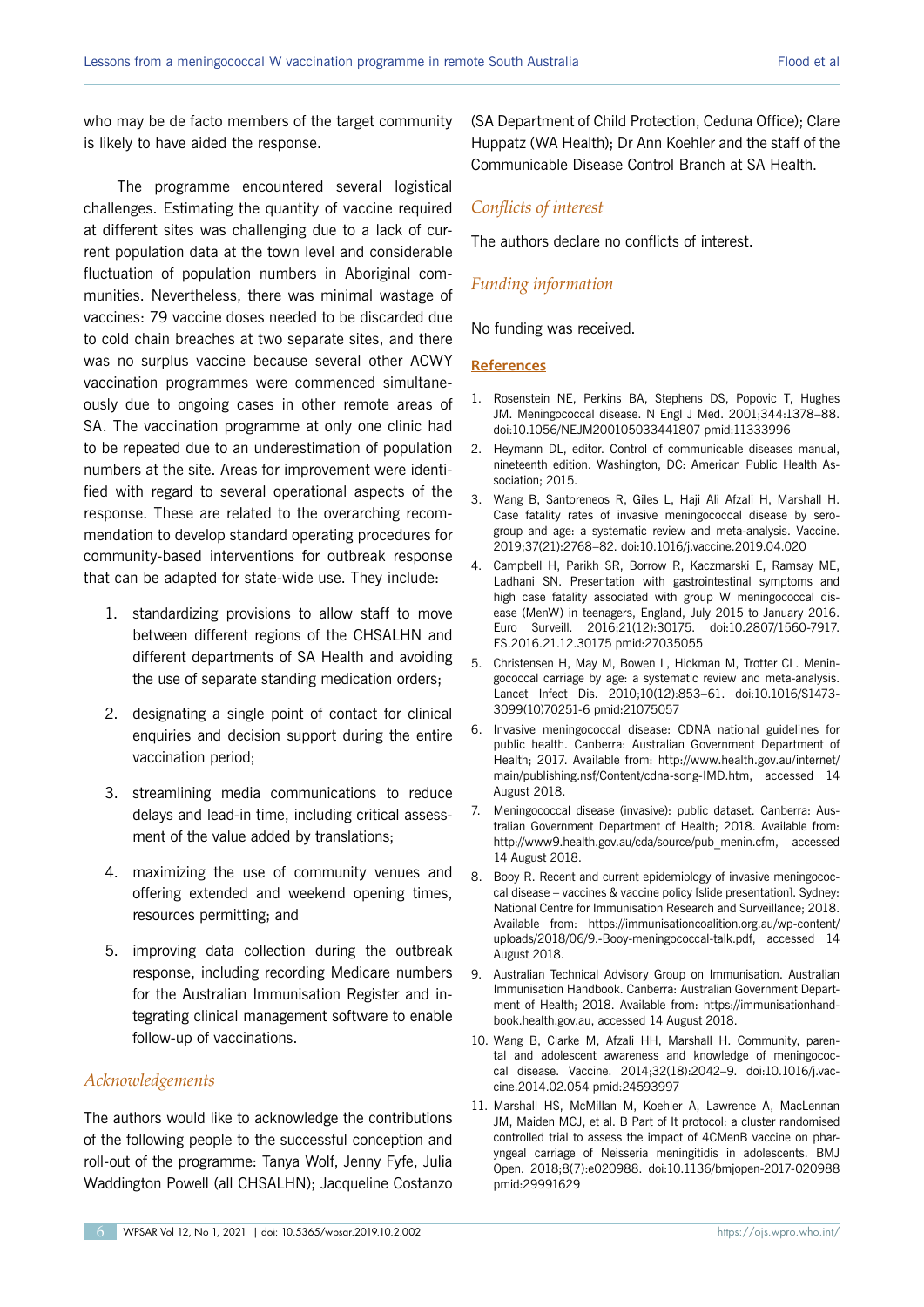who may be de facto members of the target community is likely to have aided the response.

The programme encountered several logistical challenges. Estimating the quantity of vaccine required at different sites was challenging due to a lack of current population data at the town level and considerable fluctuation of population numbers in Aboriginal communities. Nevertheless, there was minimal wastage of vaccines: 79 vaccine doses needed to be discarded due to cold chain breaches at two separate sites, and there was no surplus vaccine because several other ACWY vaccination programmes were commenced simultaneously due to ongoing cases in other remote areas of SA. The vaccination programme at only one clinic had to be repeated due to an underestimation of population numbers at the site. Areas for improvement were identified with regard to several operational aspects of the response. These are related to the overarching recommendation to develop standard operating procedures for community-based interventions for outbreak response that can be adapted for state-wide use. They include:

1. standardizing provisions to allow staff to move between different regions of the CHSALHN and different departments of SA Health and avoiding the use of separate standing medication orders;
2. designating a single point of contact for clinical enquiries and decision support during the entire vaccination period;
3. streamlining media communications to reduce delays and lead-in time, including critical assessment of the value added by translations;
4. maximizing the use of community venues and offering extended and weekend opening times, resources permitting; and
5. improving data collection during the outbreak response, including recording Medicare numbers for the Australian Immunisation Register and integrating clinical management software to enable follow-up of vaccinations.

## *Acknowledgements*

The authors would like to acknowledge the contributions of the following people to the successful conception and roll-out of the programme: Tanya Wolf, Jenny Fyfe, Julia Waddington Powell (all CHSALHN); Jacqueline Costanzo (SA Department of Child Protection, Ceduna Office); Clare Huppatz (WA Health); Dr Ann Koehler and the staff of the Communicable Disease Control Branch at SA Health.

## *Conflicts of interest*

The authors declare no conflicts of interest.

## *Funding information*

No funding was received.

## References

1. Rosenstein NE, Perkins BA, Stephens DS, Popovic T, Hughes JM. Meningococcal disease. N Engl J Med. 2001;344:1378–88. doi:10.1056/NEJM200105033441807 pmid:11333996
2. Heymann DL, editor. Control of communicable diseases manual, nineteenth edition. Washington, DC: American Public Health Association; 2015.
3. Wang B, Santoreneos R, Giles L, Haji Ali Afzali H, Marshall H. Case fatality rates of invasive meningococcal disease by serogroup and age: a systematic review and meta-analysis. Vaccine. 2019;37(21):2768–82. doi:10.1016/j.vaccine.2019.04.020
4. Campbell H, Parikh SR, Borrow R, Kaczmarski E, Ramsay ME, Ladhani SN. Presentation with gastrointestinal symptoms and high case fatality associated with group W meningococcal disease (MenW) in teenagers, England, July 2015 to January 2016. Euro Surveill. 2016;21(12):30175. doi:10.2807/1560-7917.ES.2016.21.12.30175 pmid:27035055
5. Christensen H, May M, Bowen L, Hickman M, Trotter CL. Meningococcal carriage by age: a systematic review and meta-analysis. Lancet Infect Dis. 2010;10(12):853–61. doi:10.1016/S1473-3099(10)70251-6 pmid:21075057
6. Invasive meningococcal disease: CDNA national guidelines for public health. Canberra: Australian Government Department of Health; 2017. Available from: http://www.health.gov.au/internet/main/publishing.nsf/Content/cdna-song-IMD.htm, accessed 14 August 2018.
7. Meningococcal disease (invasive): public dataset. Canberra: Australian Government Department of Health; 2018. Available from: http://www9.health.gov.au/cda/source/pub_menin.cfm, accessed 14 August 2018.
8. Booy R. Recent and current epidemiology of invasive meningococcal disease – vaccines & vaccine policy [slide presentation]. Sydney: National Centre for Immunisation Research and Surveillance; 2018. Available from: https://immunisationcoalition.org.au/wp-content/uploads/2018/06/9.-Booy-meningococcal-talk.pdf, accessed 14 August 2018.
9. Australian Technical Advisory Group on Immunisation. Australian Immunisation Handbook. Canberra: Australian Government Department of Health; 2018. Available from: https://immunisationhandbook.health.gov.au, accessed 14 August 2018.
10. Wang B, Clarke M, Afzali HH, Marshall H. Community, parental and adolescent awareness and knowledge of meningococcal disease. Vaccine. 2014;32(18):2042–9. doi:10.1016/j.vaccine.2014.02.054 pmid:24593997
11. Marshall HS, McMillan M, Koehler A, Lawrence A, MacLennan JM, Maiden MCJ, et al. B Part of It protocol: a cluster randomised controlled trial to assess the impact of 4CMenB vaccine on pharyngeal carriage of Neisseria meningitidis in adolescents. BMJ Open. 2018;8(7):e020988. doi:10.1136/bmjopen-2017-020988 pmid:29991629